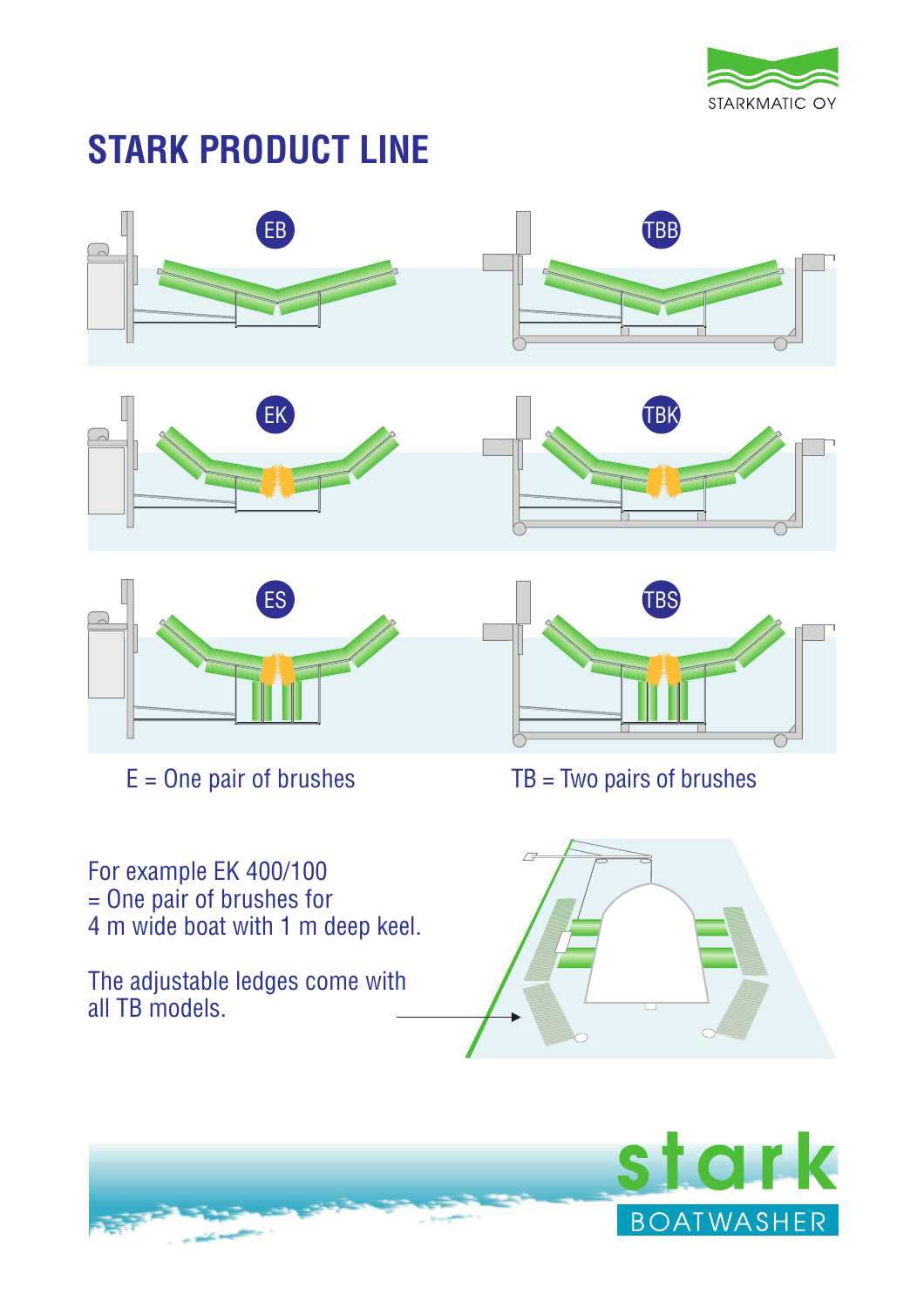# STARK PRODUCT LINE

EB

TBB

EK

TBK

ES

TBS

E = One pair of brushes

TB = Two pairs of brushes

For example EK 400/100
= One pair of brushes for
4 m wide boat with 1 m deep keel.

The adjustable ledges come with
all TB models.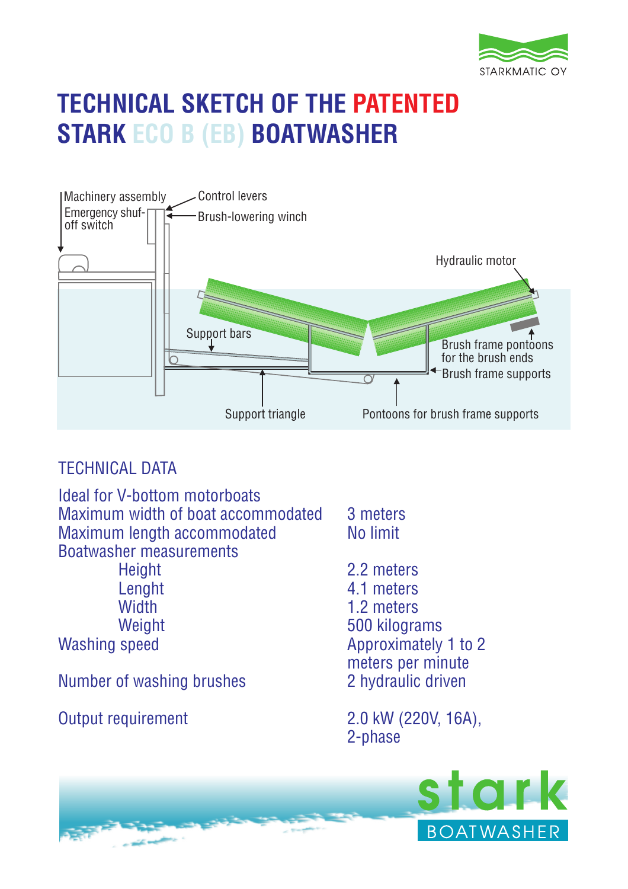STARKMATIC OY

# TECHNICAL SKETCH OF THE PATENTED STARK ECO B (EB) BOATWASHER

Machinery assembly
Emergency shuf-off switch
Control levers
Brush-lowering winch
Hydraulic motor
Support bars
Brush frame pontoons for the brush ends
Brush frame supports
Support triangle
Pontoons for brush frame supports

## TECHNICAL DATA

| | |
|---|---|
| Ideal for V-bottom motorboats | |
| Maximum width of boat accommodated | 3 meters |
| Maximum length accommodated | No limit |
| Boatwasher measurements | |
| Height | 2.2 meters |
| Lenght | 4.1 meters |
| Width | 1.2 meters |
| Weight | 500 kilograms |
| Washing speed | Approximately 1 to 2 meters per minute |
| Number of washing brushes | 2 hydraulic driven |
| Output requirement | 2.0 kW (220V, 16A), 2-phase |

stark BOATWASHER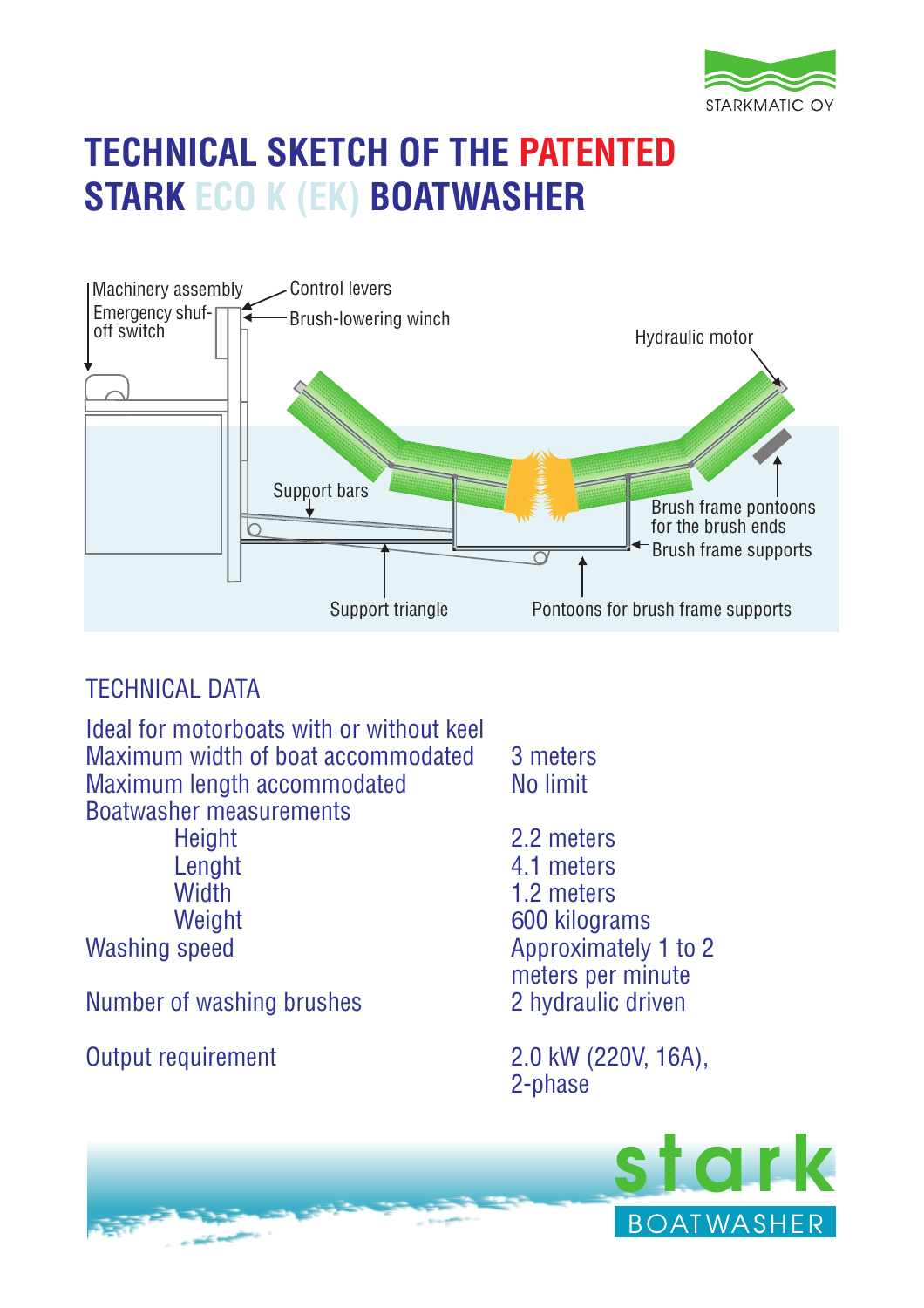# TECHNICAL SKETCH OF THE PATENTED STARK ECO K (EK) BOATWASHER

Machinery assembly
Emergency shuf-off switch
Control levers
Brush-lowering winch
Hydraulic motor
Support bars
Brush frame pontoons for the brush ends
Brush frame supports
Support triangle
Pontoons for brush frame supports

## TECHNICAL DATA

| | |
|---|---|
| Ideal for motorboats with or without keel | |
| Maximum width of boat accommodated | 3 meters |
| Maximum length accommodated | No limit |
| Boatwasher measurements | |
| Height | 2.2 meters |
| Lenght | 4.1 meters |
| Width | 1.2 meters |
| Weight | 600 kilograms |
| Washing speed | Approximately 1 to 2 meters per minute |
| Number of washing brushes | 2 hydraulic driven |
| Output requirement | 2.0 kW (220V, 16A), 2-phase |

stark BOATWASHER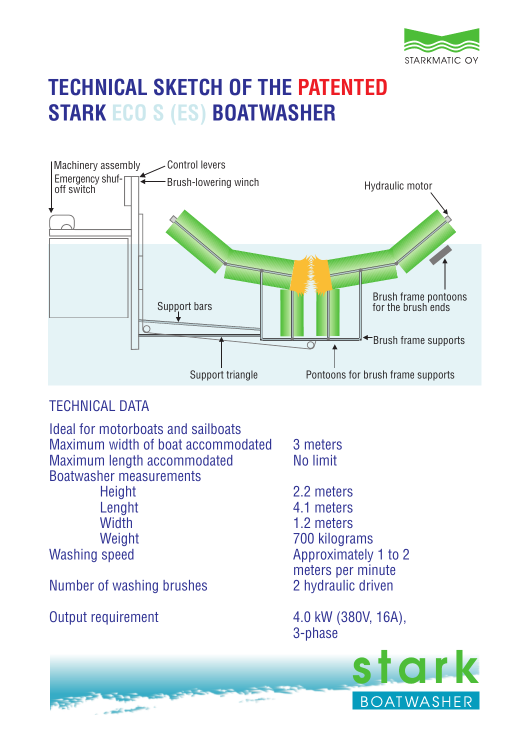STARKMATIC OY

# TECHNICAL SKETCH OF THE PATENTED STARK ECO S (ES) BOATWASHER

Machinery assembly
Emergency shuf-off switch
Control levers
Brush-lowering winch
Hydraulic motor
Support bars
Brush frame pontoons for the brush ends
Brush frame supports
Support triangle
Pontoons for brush frame supports

## TECHNICAL DATA

| | |
|---|---|
| Ideal for motorboats and sailboats | |
| Maximum width of boat accommodated | 3 meters |
| Maximum length accommodated | No limit |
| Boatwasher measurements | |
| Height | 2.2 meters |
| Lenght | 4.1 meters |
| Width | 1.2 meters |
| Weight | 700 kilograms |
| Washing speed | Approximately 1 to 2 meters per minute |
| Number of washing brushes | 2 hydraulic driven |
| Output requirement | 4.0 kW (380V, 16A), 3-phase |

stark
BOATWASHER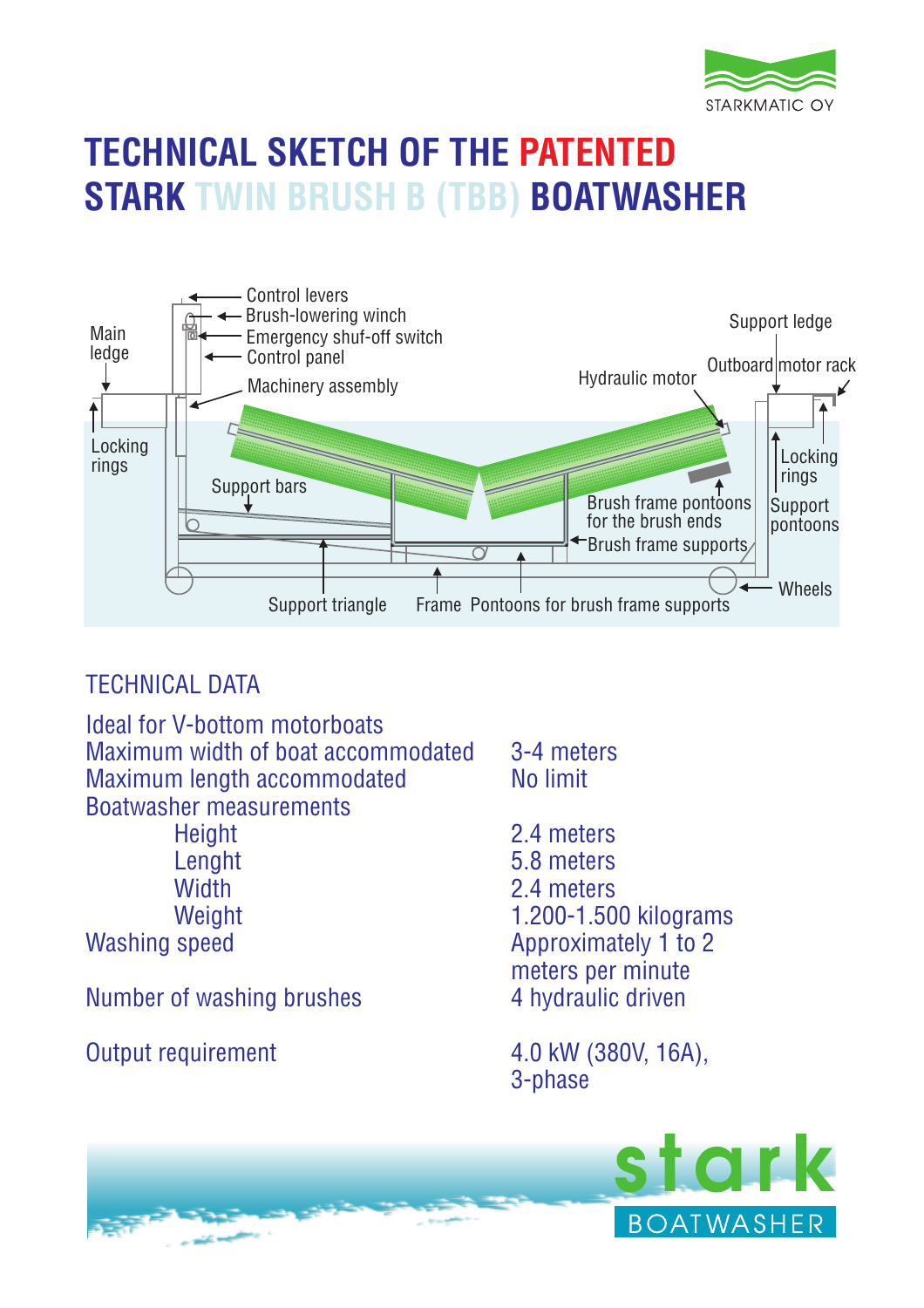STARKMATIC OY

# TECHNICAL SKETCH OF THE PATENTED STARK TWIN BRUSH B (TBB) BOATWASHER

Control levers
Brush-lowering winch
Emergency shuf-off switch
Control panel
Machinery assembly
Main ledge
Locking rings
Support bars
Support triangle
Frame
Pontoons for brush frame supports
Hydraulic motor
Brush frame pontoons for the brush ends
Brush frame supports
Support ledge
Outboard motor rack
Locking rings
Support pontoons
Wheels

## TECHNICAL DATA

| | |
|---|---|
| Ideal for V-bottom motorboats | |
| Maximum width of boat accommodated | 3-4 meters |
| Maximum length accommodated | No limit |
| Boatwasher measurements | |
| Height | 2.4 meters |
| Lenght | 5.8 meters |
| Width | 2.4 meters |
| Weight | 1.200-1.500 kilograms |
| Washing speed | Approximately 1 to 2 meters per minute |
| Number of washing brushes | 4 hydraulic driven |
| Output requirement | 4.0 kW (380V, 16A), 3-phase |

stark BOATWASHER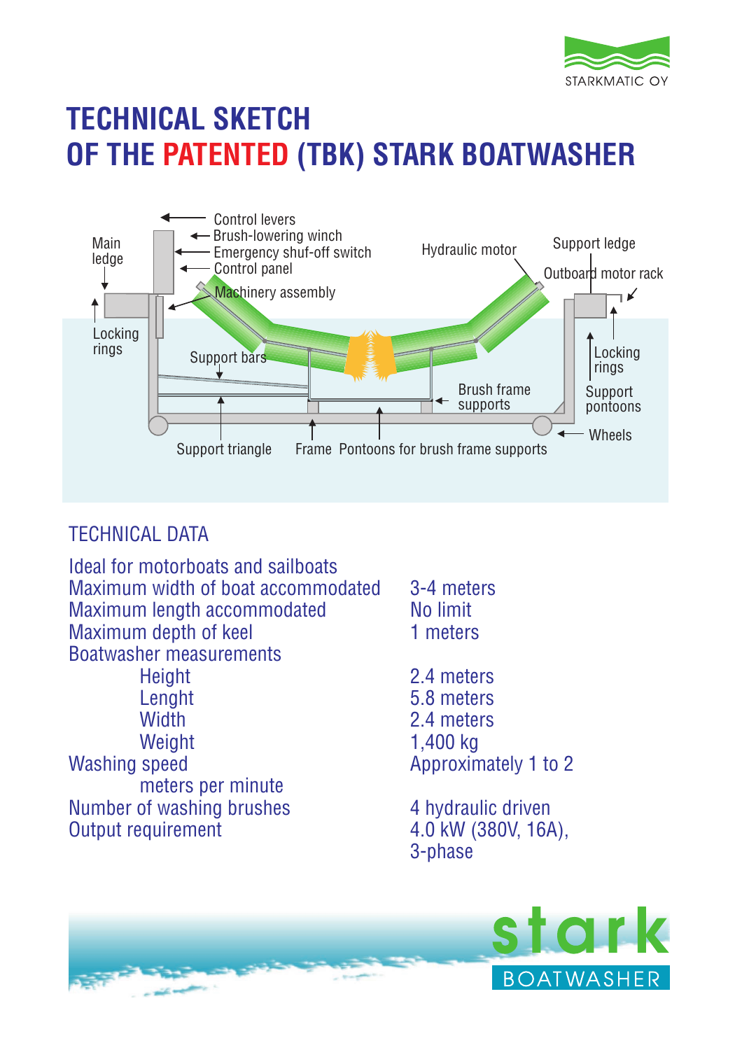# TECHNICAL SKETCH OF THE PATENTED (TBK) STARK BOATWASHER

Main ledge
Locking rings
Control levers
Brush-lowering winch
Emergency shuf-off switch
Control panel
Machinery assembly
Hydraulic motor
Support ledge
Outboard motor rack
Locking rings
Support pontoons
Support bars
Brush frame supports
Wheels
Support triangle
Frame
Pontoons for brush frame supports

## TECHNICAL DATA

| | |
|---|---|
| Ideal for motorboats and sailboats | |
| Maximum width of boat accommodated | 3-4 meters |
| Maximum length accommodated | No limit |
| Maximum depth of keel | 1 meters |
| Boatwasher measurements | |
| Height | 2.4 meters |
| Lenght | 5.8 meters |
| Width | 2.4 meters |
| Weight | 1,400 kg |
| Washing speed meters per minute | Approximately 1 to 2 |
| Number of washing brushes | 4 hydraulic driven |
| Output requirement | 4.0 kW (380V, 16A), 3-phase |

stark BOATWASHER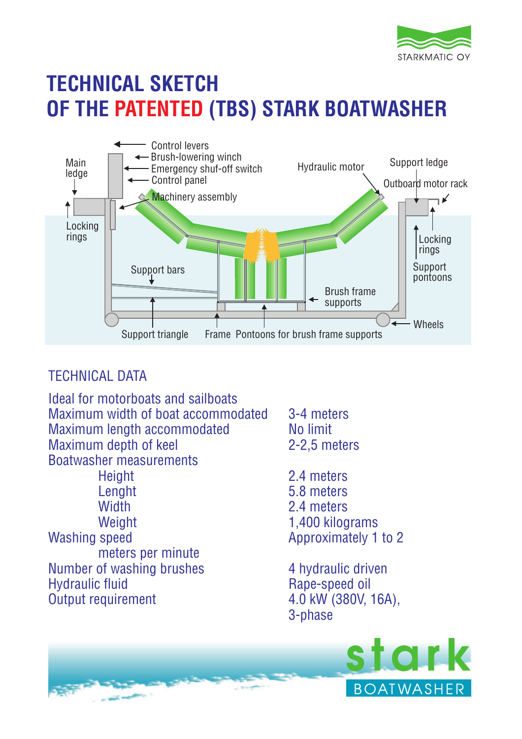STARKMATIC OY

# TECHNICAL SKETCH
# OF THE PATENTED (TBS) STARK BOATWASHER

Control levers
Brush-lowering winch
Emergency shuf-off switch
Control panel
Main ledge
Machinery assembly
Locking rings
Hydraulic motor
Support ledge
Outboard motor rack
Locking rings
Support pontoons
Support bars
Brush frame supports
Wheels
Support triangle
Frame
Pontoons for brush frame supports

## TECHNICAL DATA

| | |
|---|---|
| Ideal for motorboats and sailboats | |
| Maximum width of boat accommodated | 3-4 meters |
| Maximum length accommodated | No limit |
| Maximum depth of keel | 2-2,5 meters |
| Boatwasher measurements | |
| Height | 2.4 meters |
| Lenght | 5.8 meters |
| Width | 2.4 meters |
| Weight | 1,400 kilograms |
| Washing speed meters per minute | Approximately 1 to 2 |
| Number of washing brushes | 4 hydraulic driven |
| Hydraulic fluid | Rape-speed oil |
| Output requirement | 4.0 kW (380V, 16A), 3-phase |

stark
BOATWASHER